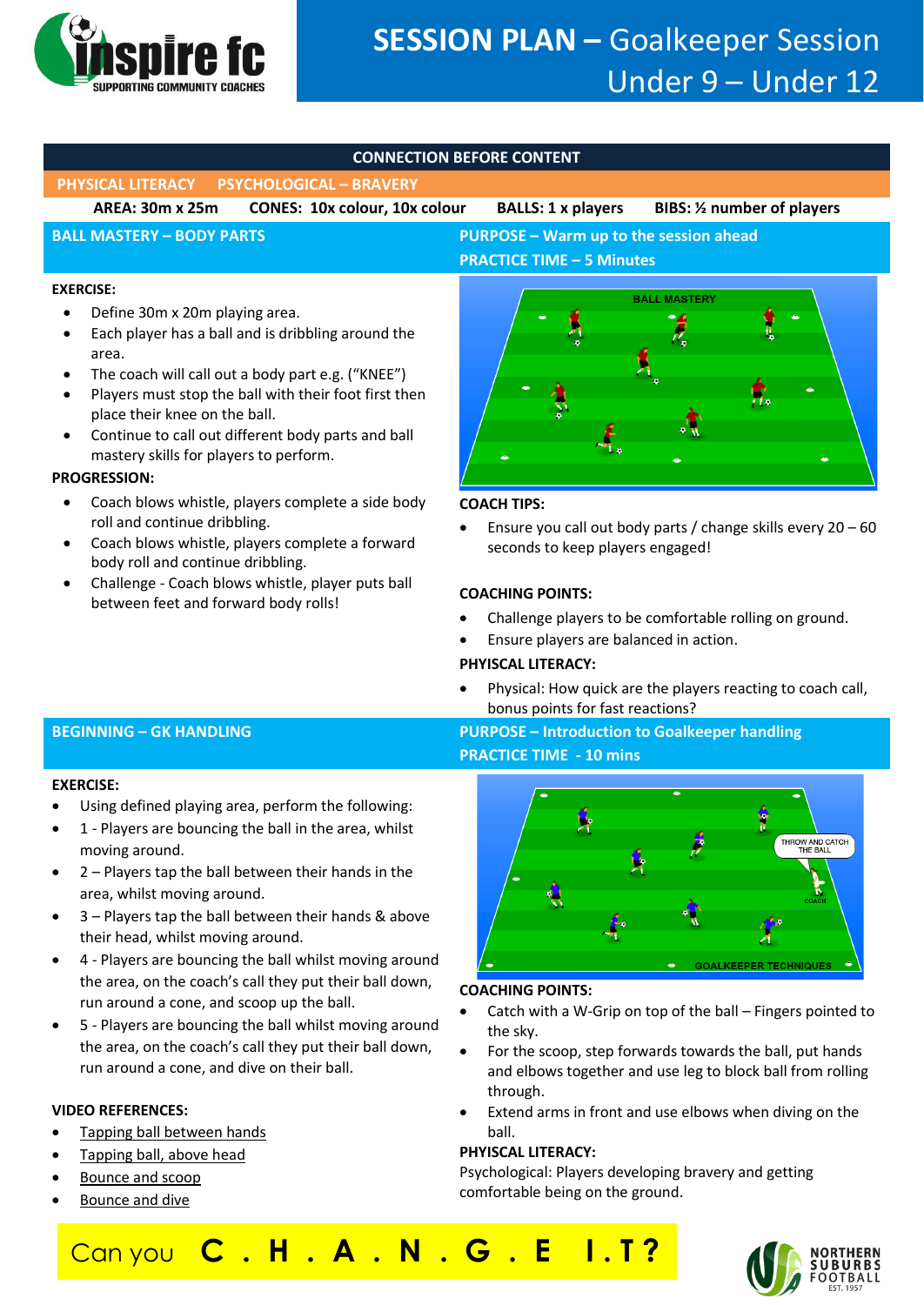# SESSION PLAN – Goalkeeper Session Under 9 – Under 12

**CONNECTION BEFORE CONTENT**

**PHYSICAL LITERACY** **PSYCHOLOGICAL – BRAVERY**

**AREA: 30m x 25m** **CONES: 10x colour, 10x colour** **BALLS: 1 x players** **BIBS: ½ number of players**

## BALL MASTERY – BODY PARTS

**PURPOSE – Warm up to the session ahead**
**PRACTICE TIME – 5 Minutes**

**EXERCISE:**

- Define 30m x 20m playing area.
- Each player has a ball and is dribbling around the area.
- The coach will call out a body part e.g. ("KNEE")
- Players must stop the ball with their foot first then place their knee on the ball.
- Continue to call out different body parts and ball mastery skills for players to perform.

**PROGRESSION:**

- Coach blows whistle, players complete a side body roll and continue dribbling.
- Coach blows whistle, players complete a forward body roll and continue dribbling.
- Challenge - Coach blows whistle, player puts ball between feet and forward body rolls!

**COACH TIPS:**

- Ensure you call out body parts / change skills every 20 – 60 seconds to keep players engaged!

**COACHING POINTS:**

- Challenge players to be comfortable rolling on ground.
- Ensure players are balanced in action.

**PHYISCAL LITERACY:**

- Physical: How quick are the players reacting to coach call, bonus points for fast reactions?

## BEGINNING – GK HANDLING

**PURPOSE – Introduction to Goalkeeper handling**
**PRACTICE TIME - 10 mins**

**EXERCISE:**

- Using defined playing area, perform the following:
- 1 - Players are bouncing the ball in the area, whilst moving around.
- 2 – Players tap the ball between their hands in the area, whilst moving around.
- 3 – Players tap the ball between their hands & above their head, whilst moving around.
- 4 - Players are bouncing the ball whilst moving around the area, on the coach's call they put their ball down, run around a cone, and scoop up the ball.
- 5 - Players are bouncing the ball whilst moving around the area, on the coach's call they put their ball down, run around a cone, and dive on their ball.

**VIDEO REFERENCES:**

- Tapping ball between hands
- Tapping ball, above head
- Bounce and scoop
- Bounce and dive

**COACHING POINTS:**

- Catch with a W-Grip on top of the ball – Fingers pointed to the sky.
- For the scoop, step forwards towards the ball, put hands and elbows together and use leg to block ball from rolling through.
- Extend arms in front and use elbows when diving on the ball.

**PHYSICAL LITERACY:**

Psychological: Players developing bravery and getting comfortable being on the ground.

Can you **C . H . A . N . G . E I . T ?**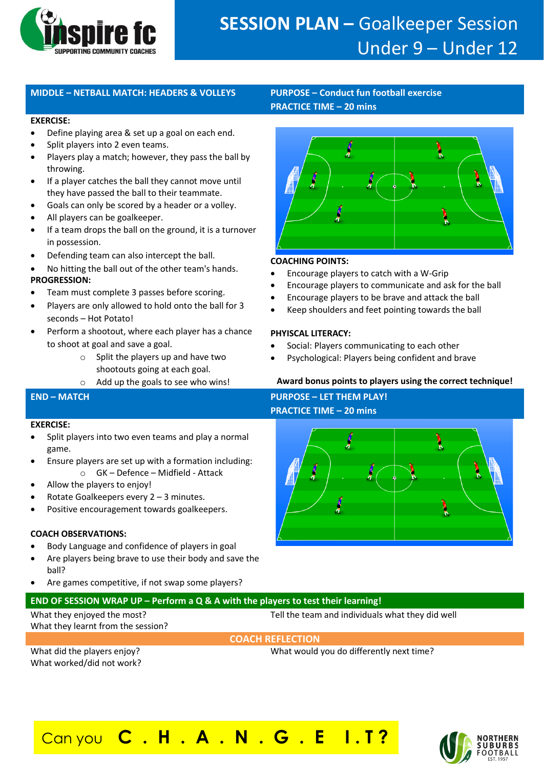# SESSION PLAN – Goalkeeper Session Under 9 – Under 12

## MIDDLE – NETBALL MATCH: HEADERS & VOLLEYS

**PURPOSE – Conduct fun football exercise**
**PRACTICE TIME – 20 mins**

**EXERCISE:**

- Define playing area & set up a goal on each end.
- Split players into 2 even teams.
- Players play a match; however, they pass the ball by throwing.
- If a player catches the ball they cannot move until they have passed the ball to their teammate.
- Goals can only be scored by a header or a volley.
- All players can be goalkeeper.
- If a team drops the ball on the ground, it is a turnover in possession.
- Defending team can also intercept the ball.
- No hitting the ball out of the other team's hands.

**PROGRESSION:**

- Team must complete 3 passes before scoring.
- Players are only allowed to hold onto the ball for 3 seconds – Hot Potato!
- Perform a shootout, where each player has a chance to shoot at goal and save a goal.
  - Split the players up and have two shootouts going at each goal.
  - Add up the goals to see who wins!

**COACHING POINTS:**

- Encourage players to catch with a W-Grip
- Encourage players to communicate and ask for the ball
- Encourage players to be brave and attack the ball
- Keep shoulders and feet pointing towards the ball

**PHYSCAL LITERACY:**

- Social: Players communicating to each other
- Psychological: Players being confident and brave

**Award bonus points to players using the correct technique!**

## END – MATCH

**PURPOSE – LET THEM PLAY!**
**PRACTICE TIME – 20 mins**

**EXERCISE:**

- Split players into two even teams and play a normal game.
- Ensure players are set up with a formation including:
  - GK – Defence – Midfield - Attack
- Allow the players to enjoy!
- Rotate Goalkeepers every 2 – 3 minutes.
- Positive encouragement towards goalkeepers.

**COACH OBSERVATIONS:**

- Body Language and confidence of players in goal
- Are players being brave to use their body and save the ball?
- Are games competitive, if not swap some players?

## END OF SESSION WRAP UP – Perform a Q & A with the players to test their learning!

What they enjoyed the most?
What they learnt from the session?
Tell the team and individuals what they did well

## COACH REFLECTION

What did the players enjoy?
What worked/did not work?
What would you do differently next time?

Can you **C . H . A . N . G . E I . T ?**